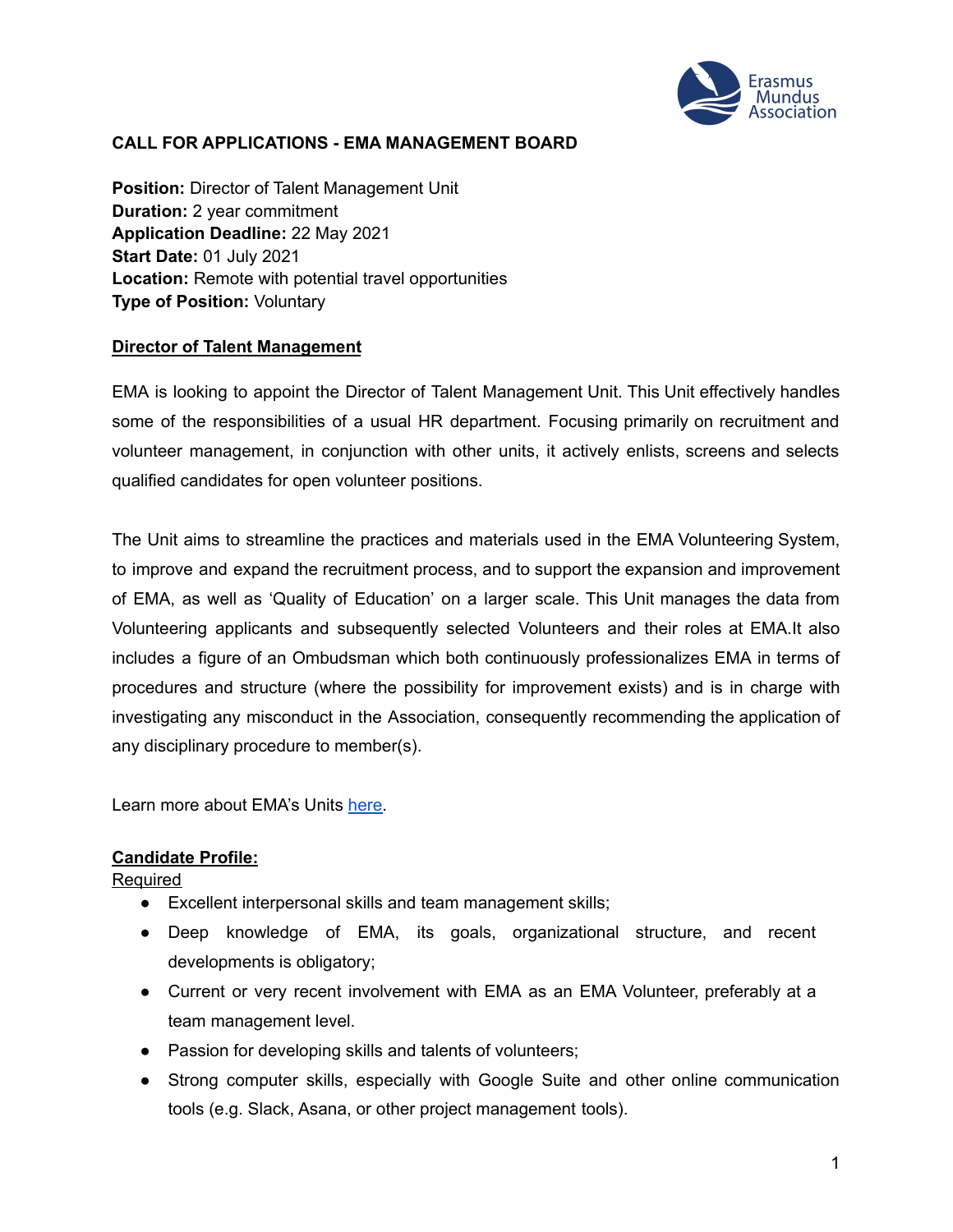# CALL FOR APPLICATIONS - EMA MANAGEMENT BOARD

**Position:** Director of Talent Management Unit
**Duration:** 2 year commitment
**Application Deadline:** 22 May 2021
**Start Date:** 01 July 2021
**Location:** Remote with potential travel opportunities
**Type of Position:** Voluntary

## Director of Talent Management

EMA is looking to appoint the Director of Talent Management Unit. This Unit effectively handles some of the responsibilities of a usual HR department. Focusing primarily on recruitment and volunteer management, in conjunction with other units, it actively enlists, screens and selects qualified candidates for open volunteer positions.

The Unit aims to streamline the practices and materials used in the EMA Volunteering System, to improve and expand the recruitment process, and to support the expansion and improvement of EMA, as well as 'Quality of Education' on a larger scale. This Unit manages the data from Volunteering applicants and subsequently selected Volunteers and their roles at EMA.It also includes a figure of an Ombudsman which both continuously professionalizes EMA in terms of procedures and structure (where the possibility for improvement exists) and is in charge with investigating any misconduct in the Association, consequently recommending the application of any disciplinary procedure to member(s).

Learn more about EMA's Units here.

## Candidate Profile:

Required

- Excellent interpersonal skills and team management skills;
- Deep knowledge of EMA, its goals, organizational structure, and recent developments is obligatory;
- Current or very recent involvement with EMA as an EMA Volunteer, preferably at a team management level.
- Passion for developing skills and talents of volunteers;
- Strong computer skills, especially with Google Suite and other online communication tools (e.g. Slack, Asana, or other project management tools).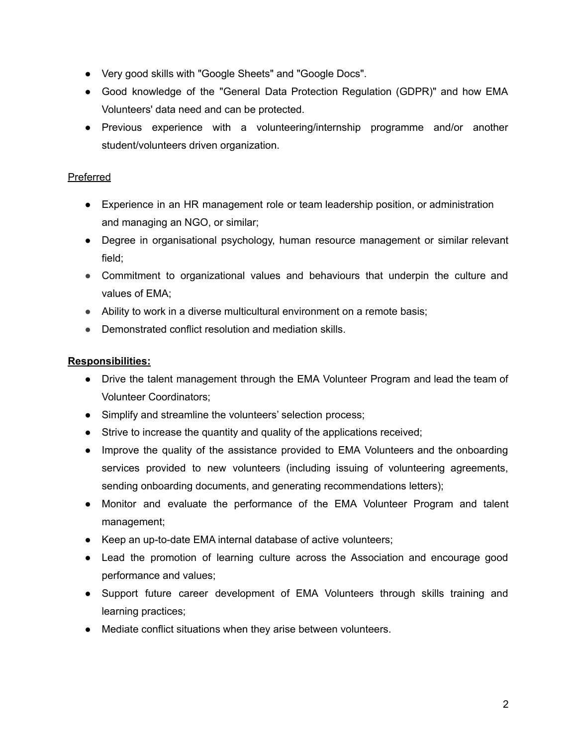- Very good skills with "Google Sheets" and "Google Docs".
- Good knowledge of the "General Data Protection Regulation (GDPR)" and how EMA Volunteers' data need and can be protected.
- Previous experience with a volunteering/internship programme and/or another student/volunteers driven organization.

Preferred

- Experience in an HR management role or team leadership position, or administration and managing an NGO, or similar;
- Degree in organisational psychology, human resource management or similar relevant field;
- Commitment to organizational values and behaviours that underpin the culture and values of EMA;
- Ability to work in a diverse multicultural environment on a remote basis;
- Demonstrated conflict resolution and mediation skills.

**Responsibilities:**

- Drive the talent management through the EMA Volunteer Program and lead the team of Volunteer Coordinators;
- Simplify and streamline the volunteers' selection process;
- Strive to increase the quantity and quality of the applications received;
- Improve the quality of the assistance provided to EMA Volunteers and the onboarding services provided to new volunteers (including issuing of volunteering agreements, sending onboarding documents, and generating recommendations letters);
- Monitor and evaluate the performance of the EMA Volunteer Program and talent management;
- Keep an up-to-date EMA internal database of active volunteers;
- Lead the promotion of learning culture across the Association and encourage good performance and values;
- Support future career development of EMA Volunteers through skills training and learning practices;
- Mediate conflict situations when they arise between volunteers.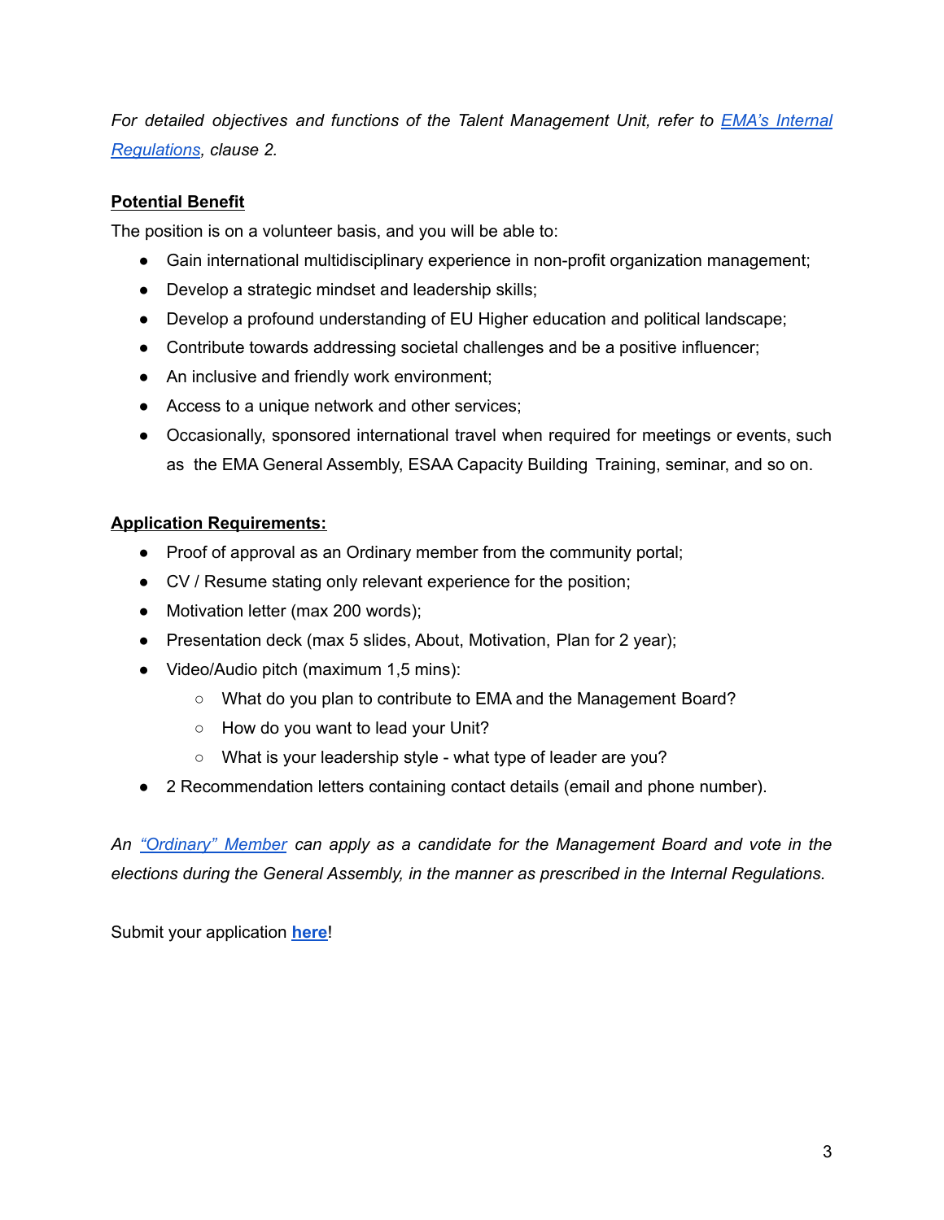*For detailed objectives and functions of the Talent Management Unit, refer to EMA's Internal Regulations, clause 2.*

**Potential Benefit**

The position is on a volunteer basis, and you will be able to:

- Gain international multidisciplinary experience in non-profit organization management;
- Develop a strategic mindset and leadership skills;
- Develop a profound understanding of EU Higher education and political landscape;
- Contribute towards addressing societal challenges and be a positive influencer;
- An inclusive and friendly work environment;
- Access to a unique network and other services;
- Occasionally, sponsored international travel when required for meetings or events, such as the EMA General Assembly, ESAA Capacity Building Training, seminar, and so on.

**Application Requirements:**

- Proof of approval as an Ordinary member from the community portal;
- CV / Resume stating only relevant experience for the position;
- Motivation letter (max 200 words);
- Presentation deck (max 5 slides, About, Motivation, Plan for 2 year);
- Video/Audio pitch (maximum 1,5 mins):
  - What do you plan to contribute to EMA and the Management Board?
  - How do you want to lead your Unit?
  - What is your leadership style - what type of leader are you?
- 2 Recommendation letters containing contact details (email and phone number).

*An "Ordinary" Member can apply as a candidate for the Management Board and vote in the elections during the General Assembly, in the manner as prescribed in the Internal Regulations.*

Submit your application **here**!